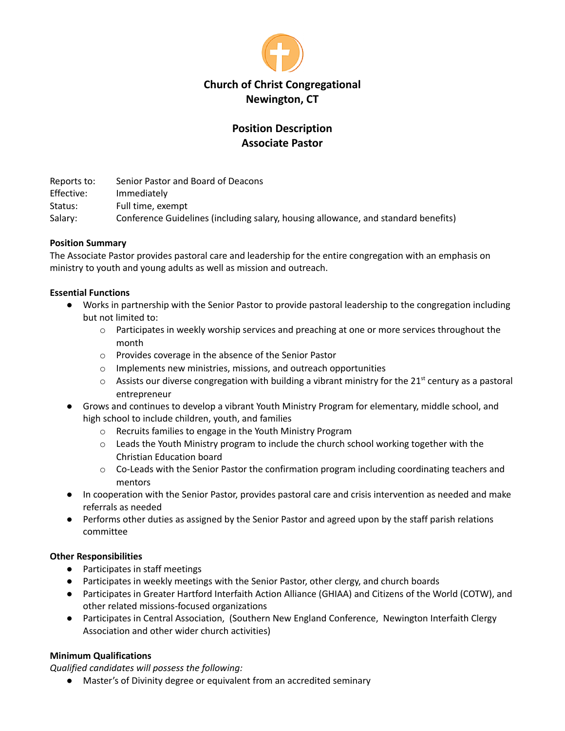# Church of Christ Congregational
## Newington, CT

## Position Description
## Associate Pastor

Reports to: Senior Pastor and Board of Deacons
Effective: Immediately
Status: Full time, exempt
Salary: Conference Guidelines (including salary, housing allowance, and standard benefits)

**Position Summary**
The Associate Pastor provides pastoral care and leadership for the entire congregation with an emphasis on ministry to youth and young adults as well as mission and outreach.

**Essential Functions**

- Works in partnership with the Senior Pastor to provide pastoral leadership to the congregation including but not limited to:
  - Participates in weekly worship services and preaching at one or more services throughout the month
  - Provides coverage in the absence of the Senior Pastor
  - Implements new ministries, missions, and outreach opportunities
  - Assists our diverse congregation with building a vibrant ministry for the 21st century as a pastoral entrepreneur
- Grows and continues to develop a vibrant Youth Ministry Program for elementary, middle school, and high school to include children, youth, and families
  - Recruits families to engage in the Youth Ministry Program
  - Leads the Youth Ministry program to include the church school working together with the Christian Education board
  - Co-Leads with the Senior Pastor the confirmation program including coordinating teachers and mentors
- In cooperation with the Senior Pastor, provides pastoral care and crisis intervention as needed and make referrals as needed
- Performs other duties as assigned by the Senior Pastor and agreed upon by the staff parish relations committee

**Other Responsibilities**

- Participates in staff meetings
- Participates in weekly meetings with the Senior Pastor, other clergy, and church boards
- Participates in Greater Hartford Interfaith Action Alliance (GHIAA) and Citizens of the World (COTW), and other related missions-focused organizations
- Participates in Central Association, (Southern New England Conference, Newington Interfaith Clergy Association and other wider church activities)

**Minimum Qualifications**
*Qualified candidates will possess the following:*

- Master's of Divinity degree or equivalent from an accredited seminary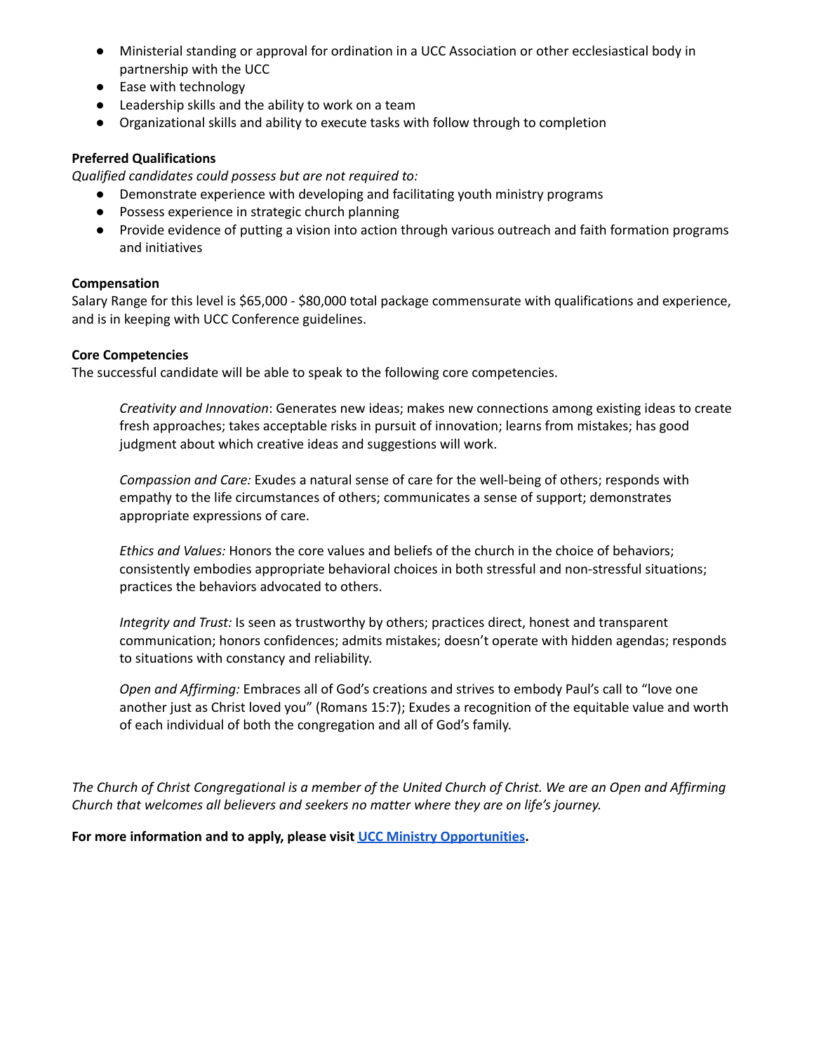- Ministerial standing or approval for ordination in a UCC Association or other ecclesiastical body in partnership with the UCC
- Ease with technology
- Leadership skills and the ability to work on a team
- Organizational skills and ability to execute tasks with follow through to completion

**Preferred Qualifications**

*Qualified candidates could possess but are not required to:*

- Demonstrate experience with developing and facilitating youth ministry programs
- Possess experience in strategic church planning
- Provide evidence of putting a vision into action through various outreach and faith formation programs and initiatives

**Compensation**

Salary Range for this level is $65,000 - $80,000 total package commensurate with qualifications and experience, and is in keeping with UCC Conference guidelines.

**Core Competencies**

The successful candidate will be able to speak to the following core competencies.

> *Creativity and Innovation*: Generates new ideas; makes new connections among existing ideas to create fresh approaches; takes acceptable risks in pursuit of innovation; learns from mistakes; has good judgment about which creative ideas and suggestions will work.
>
> *Compassion and Care:* Exudes a natural sense of care for the well-being of others; responds with empathy to the life circumstances of others; communicates a sense of support; demonstrates appropriate expressions of care.
>
> *Ethics and Values:* Honors the core values and beliefs of the church in the choice of behaviors; consistently embodies appropriate behavioral choices in both stressful and non-stressful situations; practices the behaviors advocated to others.
>
> *Integrity and Trust:* Is seen as trustworthy by others; practices direct, honest and transparent communication; honors confidences; admits mistakes; doesn't operate with hidden agendas; responds to situations with constancy and reliability.
>
> *Open and Affirming:* Embraces all of God's creations and strives to embody Paul's call to "love one another just as Christ loved you" (Romans 15:7); Exudes a recognition of the equitable value and worth of each individual of both the congregation and all of God's family.

*The Church of Christ Congregational is a member of the United Church of Christ. We are an Open and Affirming Church that welcomes all believers and seekers no matter where they are on life's journey.*

**For more information and to apply, please visit UCC Ministry Opportunities.**